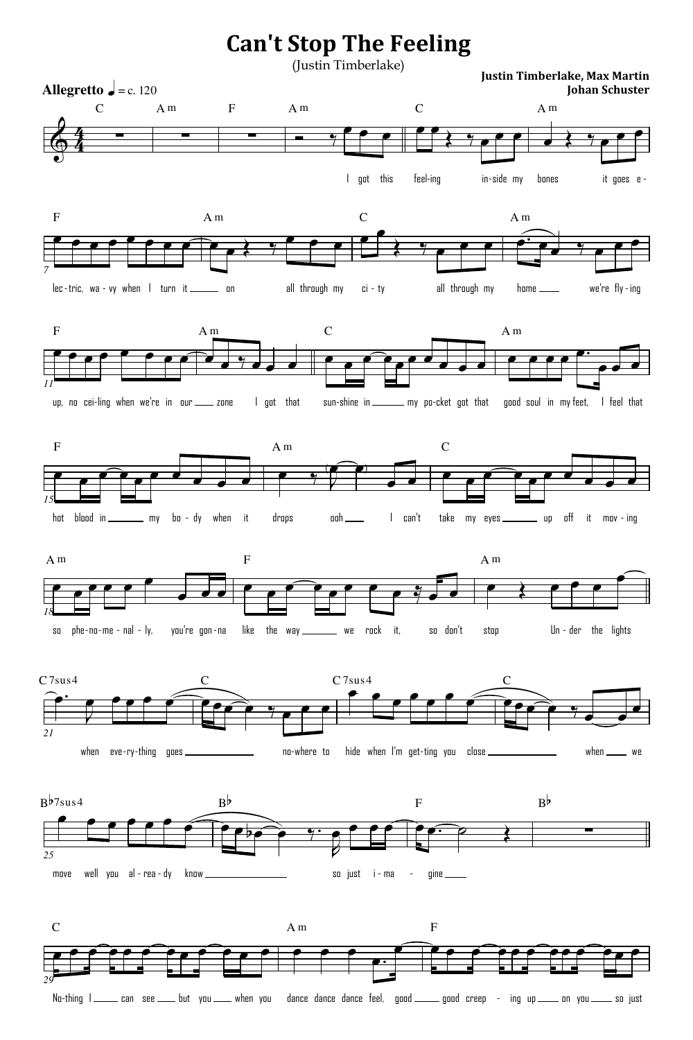# Can't Stop The Feeling

(Justin Timberlake)

**Justin Timberlake, Max Martin**
**Johan Schuster**

**Allegretto** ♩ = c. 120

C | Am | F | Am | C | Am

I got this feel-ing in-side my bones it goes e-

F | Am | C | Am

lec-tric, wa-vy when I turn it ___ on all through my ci-ty all through my home ___ we're fly-ing

F | Am | C | Am

up, no cei-ling when we're in our ___ zone I got that sun-shine in ___ my po-cket got that good soul in my feet, I feel that

F | Am | C

hot blood in ___ my bo-dy when it drops ooh ___ I can't take my eyes ___ up off it mov-ing

Am | F | Am

so phe-no-me-nal-ly, you're gon-na like the way ___ we rock it, so don't stop Un-der the lights

C7sus4 | C | C7sus4 | C

when eve-ry-thing goes ___ no-where to hide when I'm get-ting you close ___ when ___ we

B♭7sus4 | B♭ | F | B♭

move well you al-rea-dy know ___ so just i-ma - gine ___

C | Am | F

No-thing I ___ can see ___ but you ___ when you dance dance dance feel, good ___ good creep - ing up ___ on you ___ so just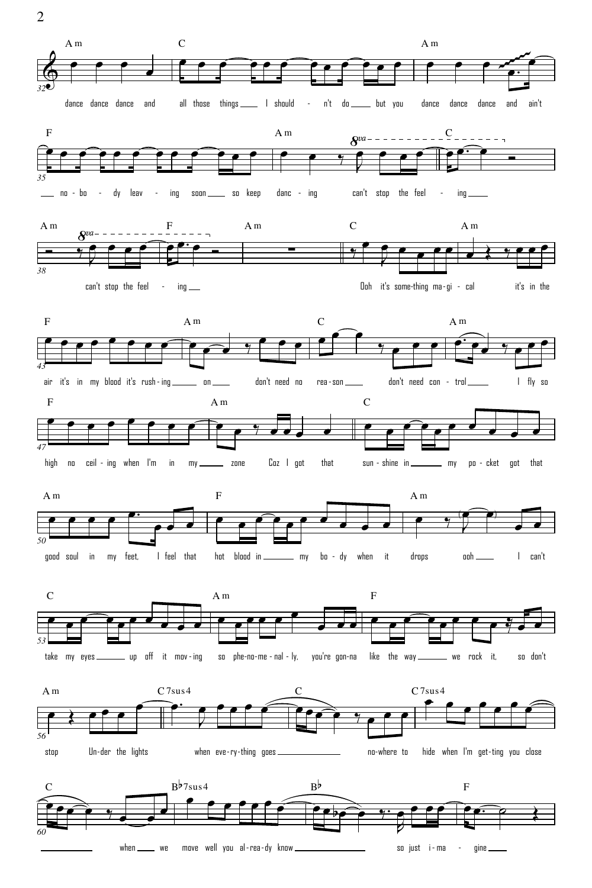Am C Am

dance dance dance and all those things ___ I should - n't do ___ but you dance dance dance and ain't

F Am C

___ no - bo - dy leav - ing soon ___ so keep danc - ing can't stop the feel - ing ___

Am F Am C Am

can't stop the feel - ing ___ Ooh it's some-thing ma-gi - cal it's in the

F Am C Am

air it's in my blood it's rush-ing ___ on ___ don't need no rea-son ___ don't need con - trol ___ I fly so

F Am C

high no ceil - ing when I'm in my ___ zone Coz I got that sun-shine in ___ my po - cket got that

Am F Am

good soul in my feet, I feel that hot blood in ___ my bo - dy when it drops ooh ___ I can't

C Am F

take my eyes ___ up off it mov - ing so phe-no-me - nal - ly, you're gon-na like the way ___ we rock it, so don't

Am C7sus4 C C7sus4

stop Un-der the lights when eve-ry-thing goes ___ no-where to hide when I'm get-ting you close

C B♭7sus4 B♭ F

___ when ___ we move well you al-rea-dy know ___ so just i - ma - gine ___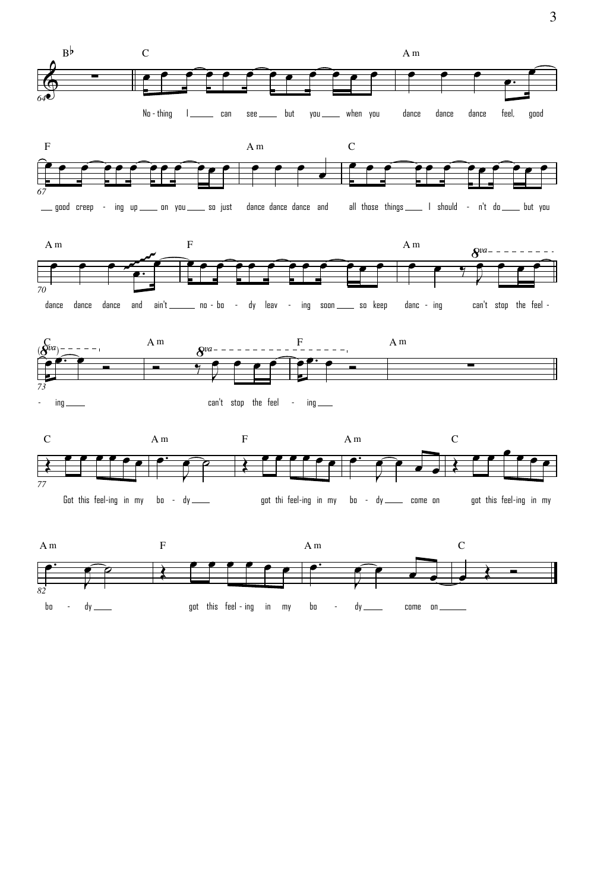64
B♭ C Am

No - thing I ___ can see ___ but you ___ when you dance dance dance feel, good

67
F Am C

___ good creep - ing up ___ on you ___ so just dance dance dance and all those things ___ I should - n't do ___ but you

70
Am F Am

dance dance dance and ain't ___ no - bo - dy leav - ing soon ___ so keep danc - ing can't stop the feel -

73
C Am F Am

- ing ___ can't stop the feel - ing ___

77
C Am F Am C

Got this feel-ing in my bo - dy ___ got thi feel-ing in my bo - dy ___ come on got this feel-ing in my

82
Am F Am C

bo - dy ___ got this feel - ing in my bo - dy ___ come on ___